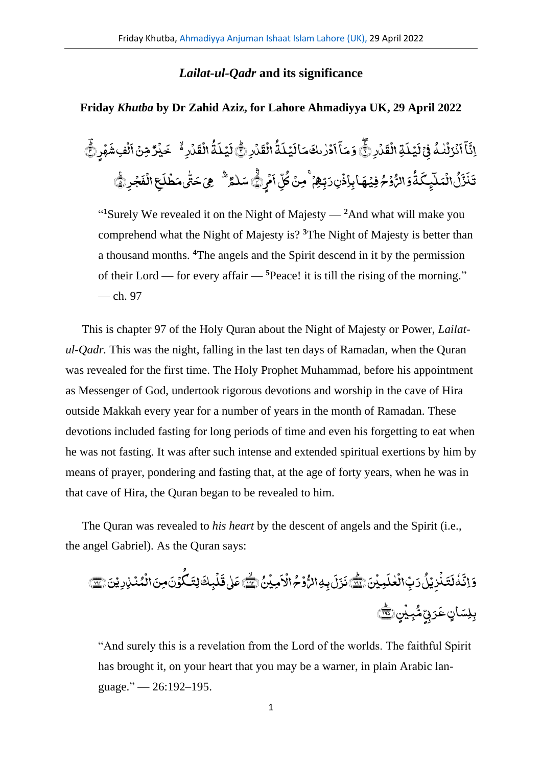## *Lailat-ul-Qadr* and its significance

### Friday *Khutba* by Dr Zahid Aziz, for Lahore Ahmadiyya UK, 29 April 2022

إِنَّآ أَنزَلْنَٰهُ فِى لَيْلَةِ ٱلْقَدْرِ ۝١ وَمَآ أَدْرَىٰكَ مَا لَيْلَةُ ٱلْقَدْرِ ۝٢ لَيْلَةُ ٱلْقَدْرِ خَيْرٌ مِّنْ أَلْفِ شَهْرٍ ۝٣ تَنَزَّلُ ٱلْمَلَٰٓئِكَةُ وَٱلرُّوحُ فِيهَا بِإِذْنِ رَبِّهِم مِّن كُلِّ أَمْرٍ ۝٤ سَلَٰمٌ هِىَ حَتَّىٰ مَطْلَعِ ٱلْفَجْرِ ۝٥

> "[1]Surely We revealed it on the Night of Majesty — [2]And what will make you comprehend what the Night of Majesty is? [3]The Night of Majesty is better than a thousand months. [4]The angels and the Spirit descend in it by the permission of their Lord — for every affair — [5]Peace! it is till the rising of the morning." — ch. 97

This is chapter 97 of the Holy Quran about the Night of Majesty or Power, *Lailat-ul-Qadr.* This was the night, falling in the last ten days of Ramadan, when the Quran was revealed for the first time. The Holy Prophet Muhammad, before his appointment as Messenger of God, undertook rigorous devotions and worship in the cave of Hira outside Makkah every year for a number of years in the month of Ramadan. These devotions included fasting for long periods of time and even his forgetting to eat when he was not fasting. It was after such intense and extended spiritual exertions by him by means of prayer, pondering and fasting that, at the age of forty years, when he was in that cave of Hira, the Quran began to be revealed to him.

The Quran was revealed to *his heart* by the descent of angels and the Spirit (i.e., the angel Gabriel). As the Quran says:

وَإِنَّهُۥ لَتَنزِيلُ رَبِّ ٱلْعَٰلَمِينَ ۝١٩٢ نَزَلَ بِهِ ٱلرُّوحُ ٱلْأَمِينُ ۝١٩٣ عَلَىٰ قَلْبِكَ لِتَكُونَ مِنَ ٱلْمُنذِرِينَ ۝١٩٤ بِلِسَانٍ عَرَبِىٍّ مُّبِينٍ ۝١٩٥

> "And surely this is a revelation from the Lord of the worlds. The faithful Spirit has brought it, on your heart that you may be a warner, in plain Arabic language." — 26:192–195.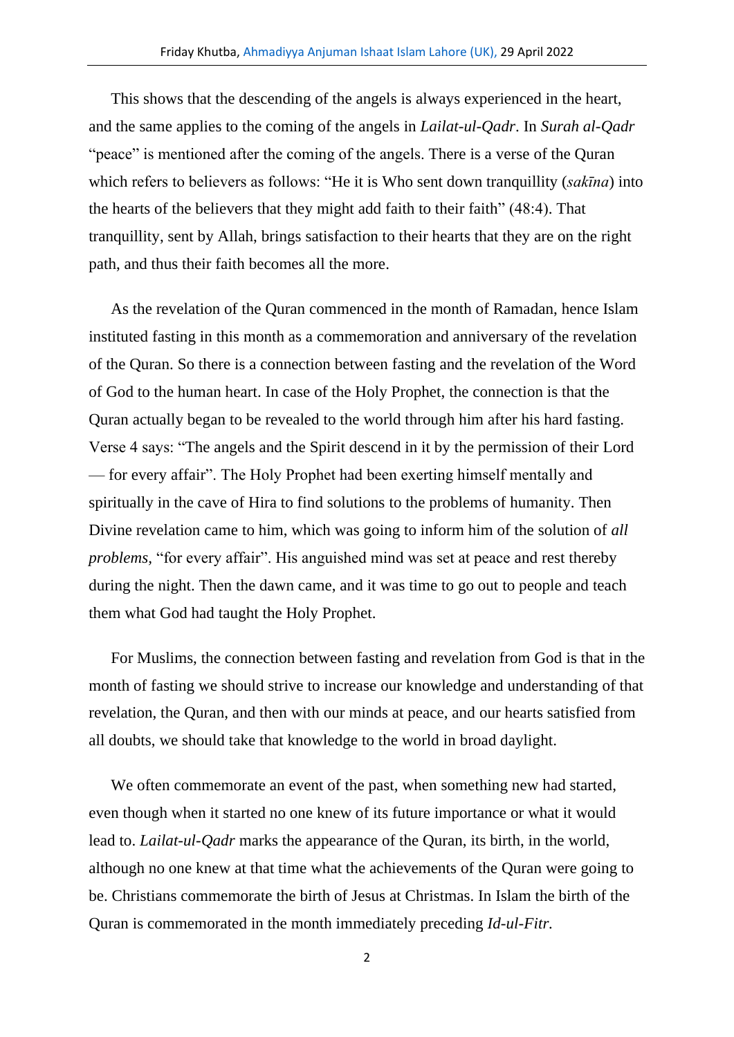This shows that the descending of the angels is always experienced in the heart, and the same applies to the coming of the angels in *Lailat-ul-Qadr*. In *Surah al-Qadr* "peace" is mentioned after the coming of the angels. There is a verse of the Quran which refers to believers as follows: "He it is Who sent down tranquillity (*sakīna*) into the hearts of the believers that they might add faith to their faith" (48:4). That tranquillity, sent by Allah, brings satisfaction to their hearts that they are on the right path, and thus their faith becomes all the more.

As the revelation of the Quran commenced in the month of Ramadan, hence Islam instituted fasting in this month as a commemoration and anniversary of the revelation of the Quran. So there is a connection between fasting and the revelation of the Word of God to the human heart. In case of the Holy Prophet, the connection is that the Quran actually began to be revealed to the world through him after his hard fasting. Verse 4 says: "The angels and the Spirit descend in it by the permission of their Lord — for every affair". The Holy Prophet had been exerting himself mentally and spiritually in the cave of Hira to find solutions to the problems of humanity. Then Divine revelation came to him, which was going to inform him of the solution of *all problems*, "for every affair". His anguished mind was set at peace and rest thereby during the night. Then the dawn came, and it was time to go out to people and teach them what God had taught the Holy Prophet.

For Muslims, the connection between fasting and revelation from God is that in the month of fasting we should strive to increase our knowledge and understanding of that revelation, the Quran, and then with our minds at peace, and our hearts satisfied from all doubts, we should take that knowledge to the world in broad daylight.

We often commemorate an event of the past, when something new had started, even though when it started no one knew of its future importance or what it would lead to. *Lailat-ul-Qadr* marks the appearance of the Quran, its birth, in the world, although no one knew at that time what the achievements of the Quran were going to be. Christians commemorate the birth of Jesus at Christmas. In Islam the birth of the Quran is commemorated in the month immediately preceding *Id-ul-Fitr.*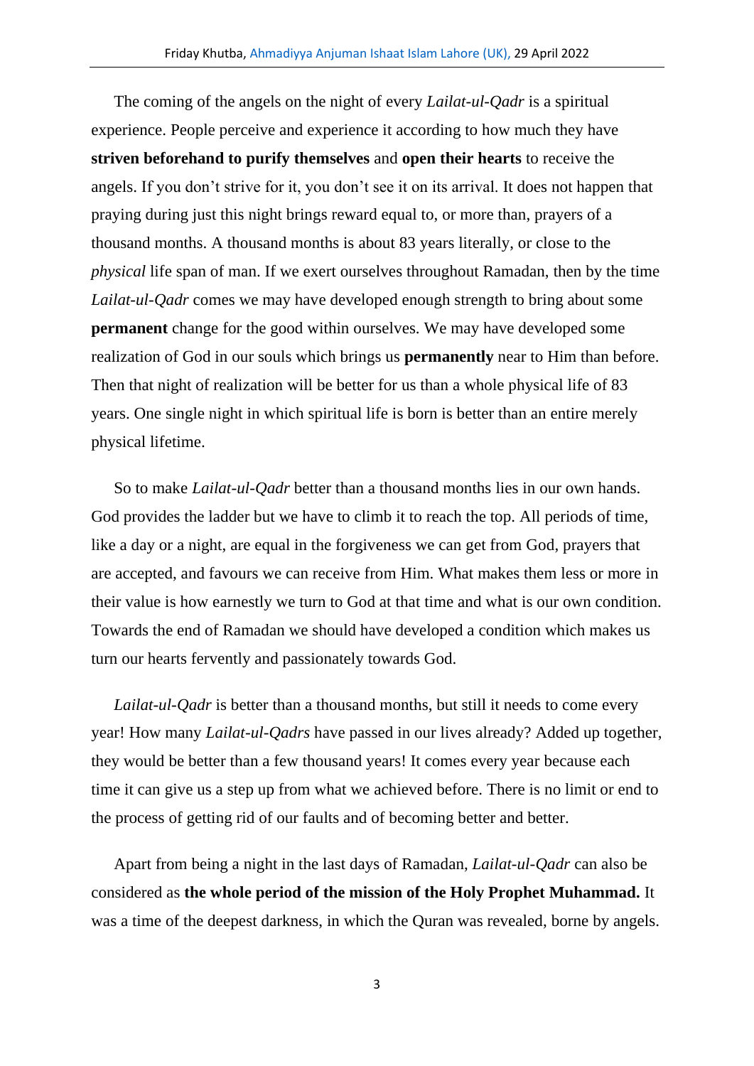The coming of the angels on the night of every *Lailat-ul-Qadr* is a spiritual experience. People perceive and experience it according to how much they have **striven beforehand to purify themselves** and **open their hearts** to receive the angels. If you don't strive for it, you don't see it on its arrival. It does not happen that praying during just this night brings reward equal to, or more than, prayers of a thousand months. A thousand months is about 83 years literally, or close to the *physical* life span of man. If we exert ourselves throughout Ramadan, then by the time *Lailat-ul-Qadr* comes we may have developed enough strength to bring about some **permanent** change for the good within ourselves. We may have developed some realization of God in our souls which brings us **permanently** near to Him than before. Then that night of realization will be better for us than a whole physical life of 83 years. One single night in which spiritual life is born is better than an entire merely physical lifetime.

So to make *Lailat-ul-Qadr* better than a thousand months lies in our own hands. God provides the ladder but we have to climb it to reach the top. All periods of time, like a day or a night, are equal in the forgiveness we can get from God, prayers that are accepted, and favours we can receive from Him. What makes them less or more in their value is how earnestly we turn to God at that time and what is our own condition. Towards the end of Ramadan we should have developed a condition which makes us turn our hearts fervently and passionately towards God.

*Lailat-ul-Qadr* is better than a thousand months, but still it needs to come every year! How many *Lailat-ul-Qadrs* have passed in our lives already? Added up together, they would be better than a few thousand years! It comes every year because each time it can give us a step up from what we achieved before. There is no limit or end to the process of getting rid of our faults and of becoming better and better.

Apart from being a night in the last days of Ramadan, *Lailat-ul-Qadr* can also be considered as **the whole period of the mission of the Holy Prophet Muhammad.** It was a time of the deepest darkness, in which the Quran was revealed, borne by angels.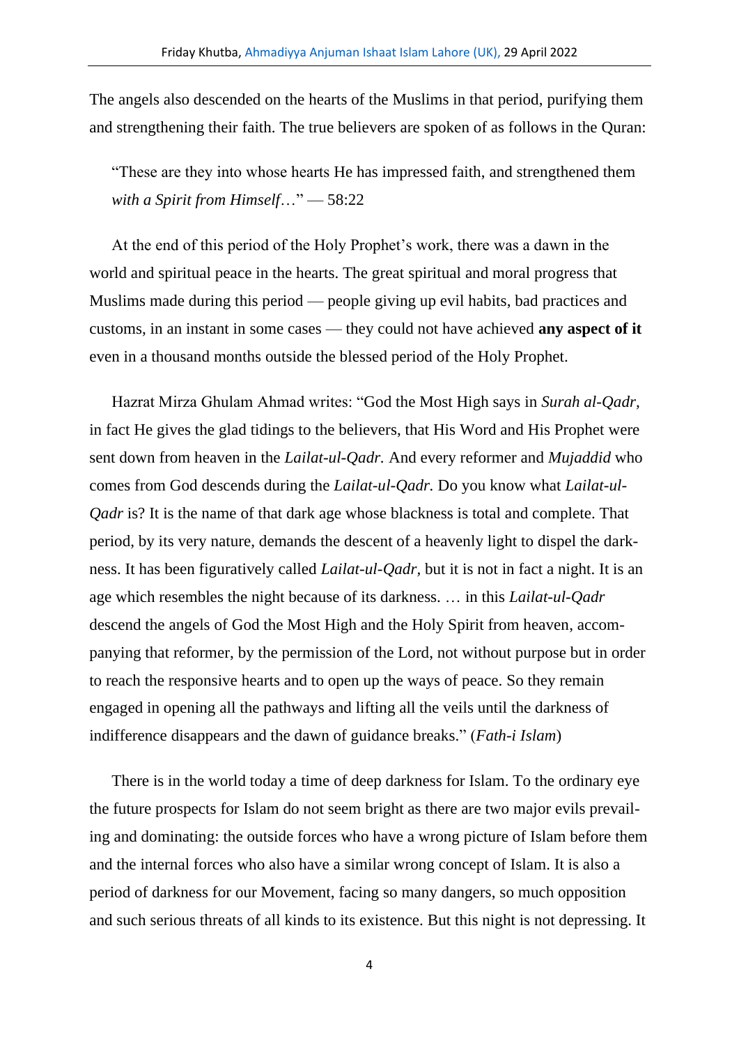The angels also descended on the hearts of the Muslims in that period, purifying them and strengthening their faith. The true believers are spoken of as follows in the Quran:

> "These are they into whose hearts He has impressed faith, and strengthened them *with a Spirit from Himself*…" — 58:22

At the end of this period of the Holy Prophet's work, there was a dawn in the world and spiritual peace in the hearts. The great spiritual and moral progress that Muslims made during this period — people giving up evil habits, bad practices and customs, in an instant in some cases — they could not have achieved **any aspect of it** even in a thousand months outside the blessed period of the Holy Prophet.

Hazrat Mirza Ghulam Ahmad writes: "God the Most High says in *Surah al-Qadr*, in fact He gives the glad tidings to the believers, that His Word and His Prophet were sent down from heaven in the *Lailat-ul-Qadr.* And every reformer and *Mujaddid* who comes from God descends during the *Lailat-ul-Qadr.* Do you know what *Lailat-ul-Qadr* is? It is the name of that dark age whose blackness is total and complete. That period, by its very nature, demands the descent of a heavenly light to dispel the darkness. It has been figuratively called *Lailat-ul-Qadr*, but it is not in fact a night. It is an age which resembles the night because of its darkness. … in this *Lailat-ul-Qadr* descend the angels of God the Most High and the Holy Spirit from heaven, accompanying that reformer, by the permission of the Lord, not without purpose but in order to reach the responsive hearts and to open up the ways of peace. So they remain engaged in opening all the pathways and lifting all the veils until the darkness of indifference disappears and the dawn of guidance breaks." (*Fath-i Islam*)

There is in the world today a time of deep darkness for Islam. To the ordinary eye the future prospects for Islam do not seem bright as there are two major evils prevailing and dominating: the outside forces who have a wrong picture of Islam before them and the internal forces who also have a similar wrong concept of Islam. It is also a period of darkness for our Movement, facing so many dangers, so much opposition and such serious threats of all kinds to its existence. But this night is not depressing. It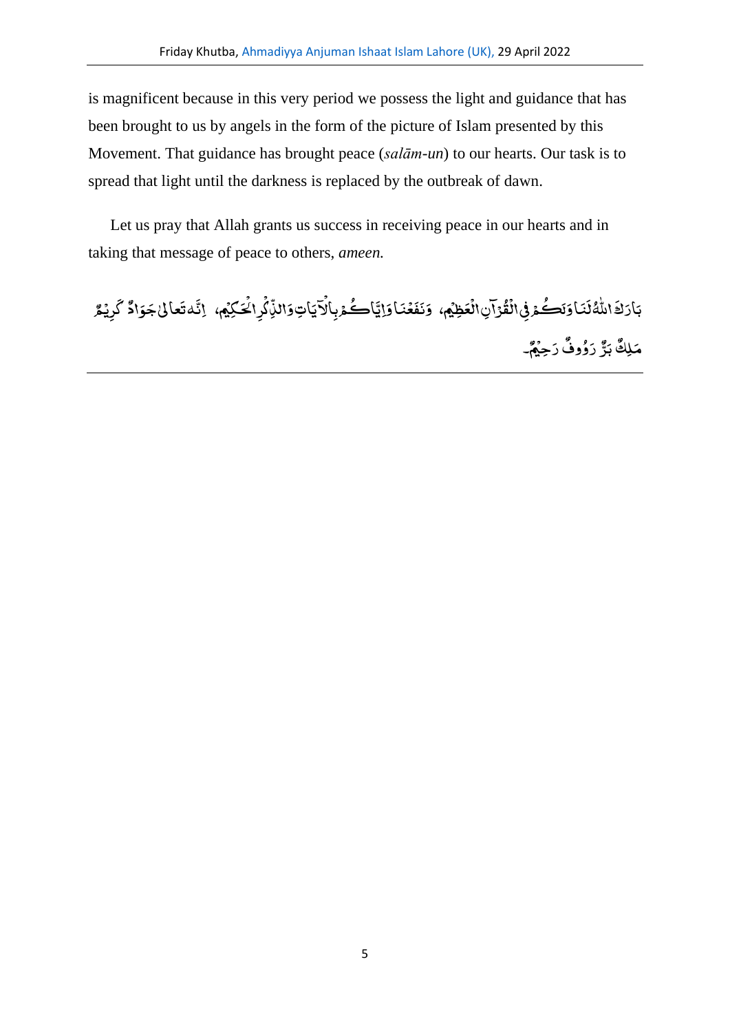is magnificent because in this very period we possess the light and guidance that has been brought to us by angels in the form of the picture of Islam presented by this Movement. That guidance has brought peace (*salām-un*) to our hearts. Our task is to spread that light until the darkness is replaced by the outbreak of dawn.

Let us pray that Allah grants us success in receiving peace in our hearts and in taking that message of peace to others, *ameen.*

بَارَكَ اللّٰهُ لَنَا وَلَكُمْ فِي الْقُرْآنِ الْعَظِيْمِ، وَنَفَعْنَا وَإِيَّاكُمْ بِالْآيَاتِ وَالذِّكْرِ الْحَكِيْمِ، اِنَّهُ تَعَالٰى جَوَادٌ كَرِيْمٌ مَلِكٌ بَرٌّ رَؤُوفٌ رَحِيْمٌ۔